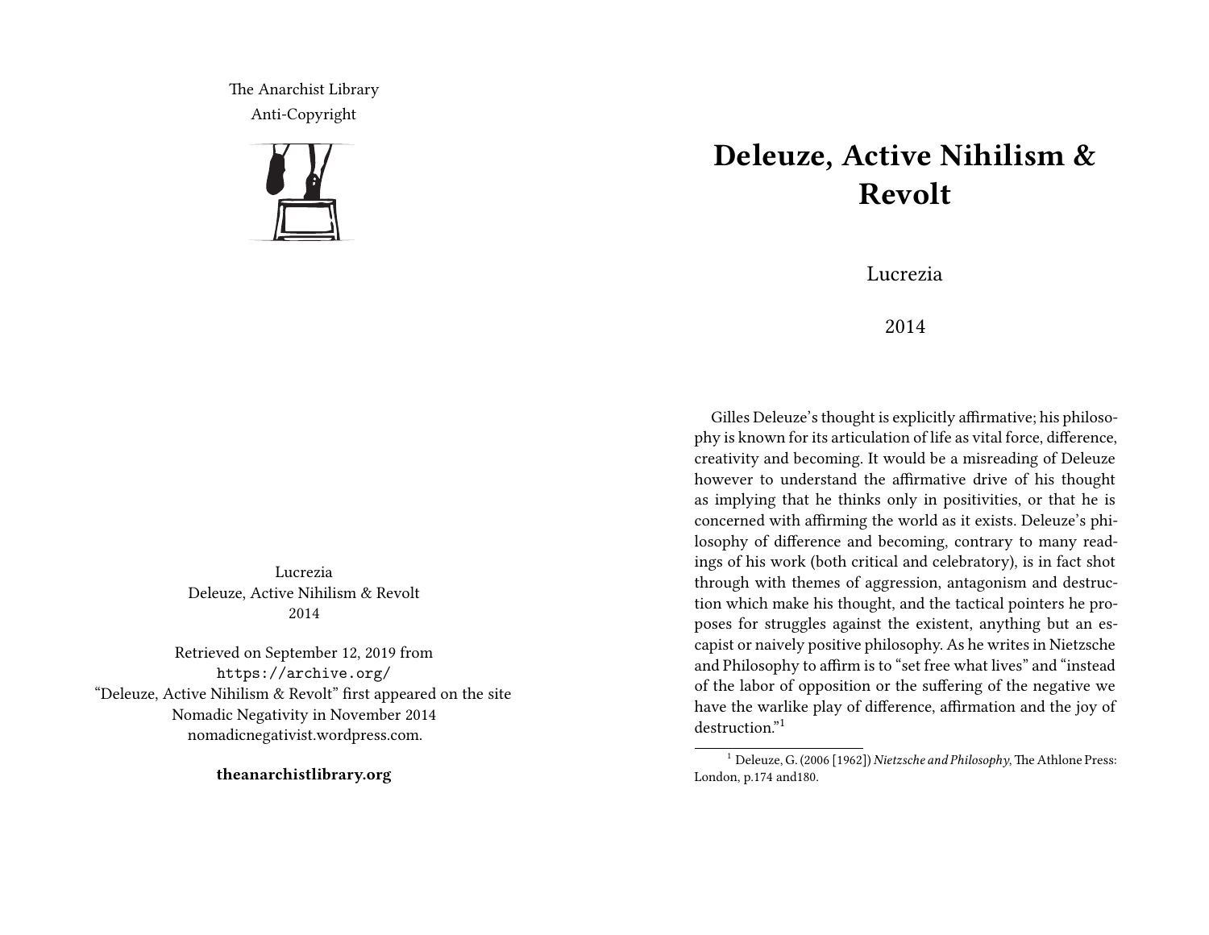The Anarchist Library
Anti-Copyright

Lucrezia
Deleuze, Active Nihilism & Revolt
2014

Retrieved on September 12, 2019 from
https://archive.org/
"Deleuze, Active Nihilism & Revolt" first appeared on the site Nomadic Negativity in November 2014
nomadicnegativist.wordpress.com.

**theanarchistlibrary.org**

# Deleuze, Active Nihilism & Revolt

Lucrezia

2014

Gilles Deleuze's thought is explicitly affirmative; his philosophy is known for its articulation of life as vital force, difference, creativity and becoming. It would be a misreading of Deleuze however to understand the affirmative drive of his thought as implying that he thinks only in positivities, or that he is concerned with affirming the world as it exists. Deleuze's philosophy of difference and becoming, contrary to many readings of his work (both critical and celebratory), is in fact shot through with themes of aggression, antagonism and destruction which make his thought, and the tactical pointers he proposes for struggles against the existent, anything but an escapist or naively positive philosophy. As he writes in Nietzsche and Philosophy to affirm is to "set free what lives" and "instead of the labor of opposition or the suffering of the negative we have the warlike play of difference, affirmation and the joy of destruction."[1]

[1] Deleuze, G. (2006 [1962]) *Nietzsche and Philosophy*, The Athlone Press: London, p.174 and180.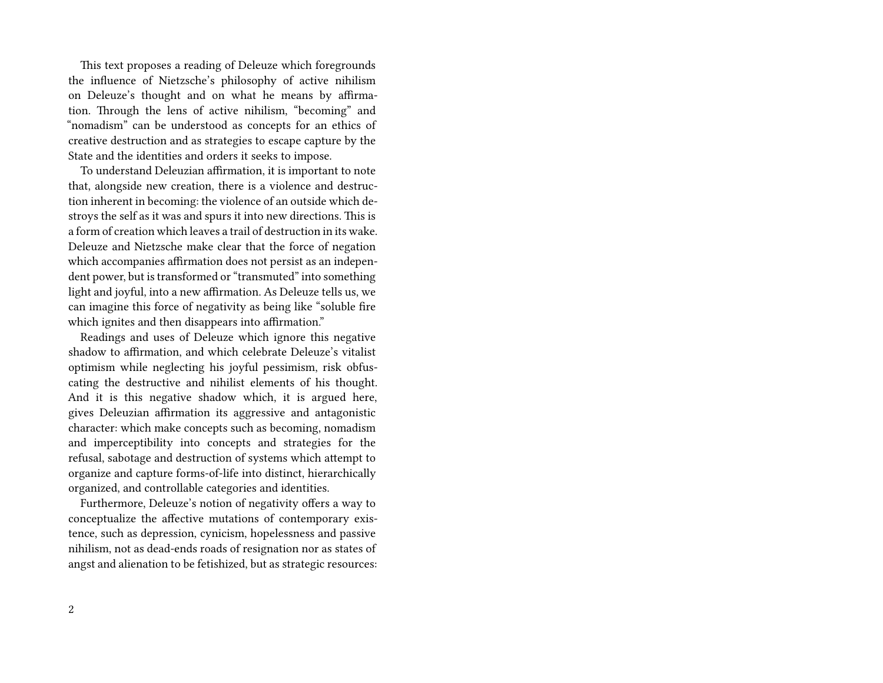This text proposes a reading of Deleuze which foregrounds the influence of Nietzsche's philosophy of active nihilism on Deleuze's thought and on what he means by affirmation. Through the lens of active nihilism, "becoming" and "nomadism" can be understood as concepts for an ethics of creative destruction and as strategies to escape capture by the State and the identities and orders it seeks to impose.

To understand Deleuzian affirmation, it is important to note that, alongside new creation, there is a violence and destruction inherent in becoming: the violence of an outside which destroys the self as it was and spurs it into new directions. This is a form of creation which leaves a trail of destruction in its wake. Deleuze and Nietzsche make clear that the force of negation which accompanies affirmation does not persist as an independent power, but is transformed or "transmuted" into something light and joyful, into a new affirmation. As Deleuze tells us, we can imagine this force of negativity as being like "soluble fire which ignites and then disappears into affirmation."

Readings and uses of Deleuze which ignore this negative shadow to affirmation, and which celebrate Deleuze's vitalist optimism while neglecting his joyful pessimism, risk obfuscating the destructive and nihilist elements of his thought. And it is this negative shadow which, it is argued here, gives Deleuzian affirmation its aggressive and antagonistic character: which make concepts such as becoming, nomadism and imperceptibility into concepts and strategies for the refusal, sabotage and destruction of systems which attempt to organize and capture forms-of-life into distinct, hierarchically organized, and controllable categories and identities.

Furthermore, Deleuze's notion of negativity offers a way to conceptualize the affective mutations of contemporary existence, such as depression, cynicism, hopelessness and passive nihilism, not as dead-ends roads of resignation nor as states of angst and alienation to be fetishized, but as strategic resources: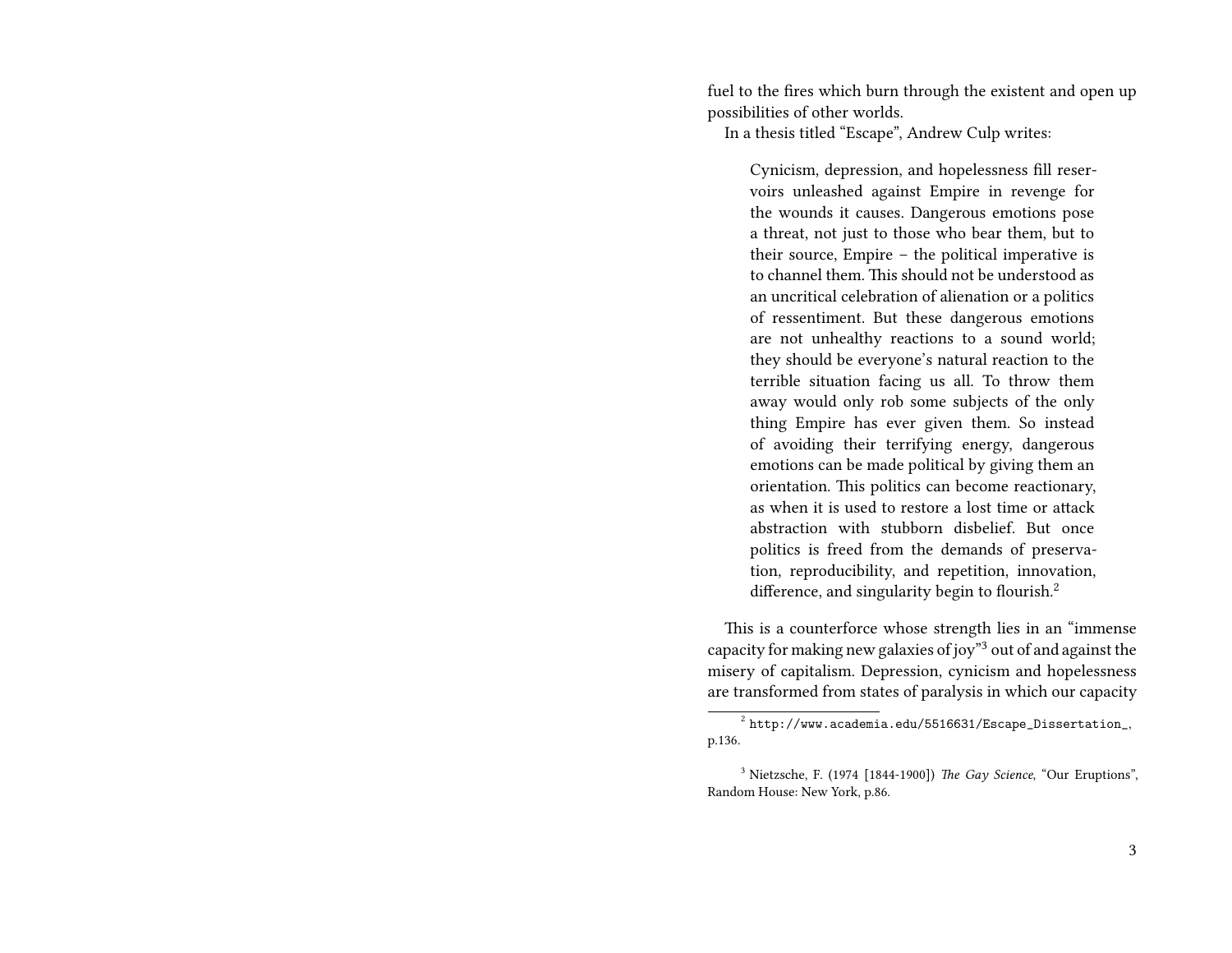fuel to the fires which burn through the existent and open up possibilities of other worlds.

In a thesis titled "Escape", Andrew Culp writes:

> Cynicism, depression, and hopelessness fill reservoirs unleashed against Empire in revenge for the wounds it causes. Dangerous emotions pose a threat, not just to those who bear them, but to their source, Empire – the political imperative is to channel them. This should not be understood as an uncritical celebration of alienation or a politics of ressentiment. But these dangerous emotions are not unhealthy reactions to a sound world; they should be everyone's natural reaction to the terrible situation facing us all. To throw them away would only rob some subjects of the only thing Empire has ever given them. So instead of avoiding their terrifying energy, dangerous emotions can be made political by giving them an orientation. This politics can become reactionary, as when it is used to restore a lost time or attack abstraction with stubborn disbelief. But once politics is freed from the demands of preservation, reproducibility, and repetition, innovation, difference, and singularity begin to flourish.[2]

This is a counterforce whose strength lies in an "immense capacity for making new galaxies of joy"[3] out of and against the misery of capitalism. Depression, cynicism and hopelessness are transformed from states of paralysis in which our capacity

---

[2] `http://www.academia.edu/5516631/Escape_Dissertation_`, p.136.

[3] Nietzsche, F. (1974 [1844-1900]) *The Gay Science*, "Our Eruptions", Random House: New York, p.86.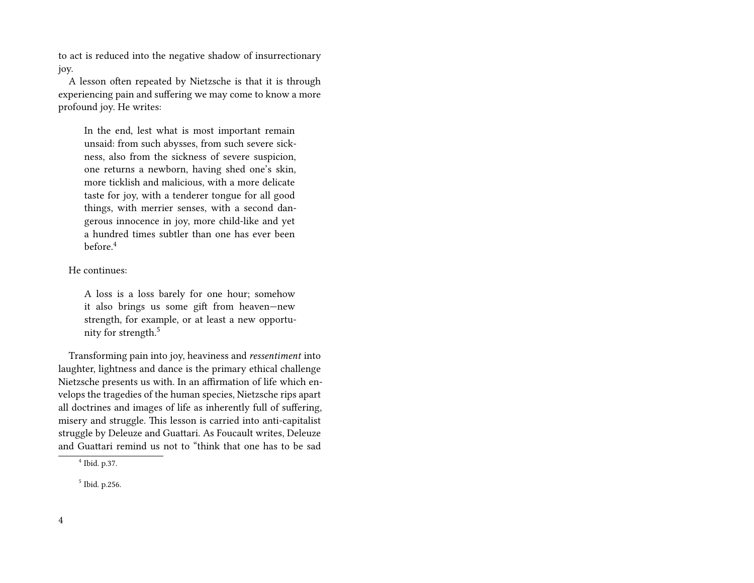to act is reduced into the negative shadow of insurrectionary joy.

A lesson often repeated by Nietzsche is that it is through experiencing pain and suffering we may come to know a more profound joy. He writes:

> In the end, lest what is most important remain unsaid: from such abysses, from such severe sickness, also from the sickness of severe suspicion, one returns a newborn, having shed one's skin, more ticklish and malicious, with a more delicate taste for joy, with a tenderer tongue for all good things, with merrier senses, with a second dangerous innocence in joy, more child-like and yet a hundred times subtler than one has ever been before.[4]

He continues:

> A loss is a loss barely for one hour; somehow it also brings us some gift from heaven—new strength, for example, or at least a new opportunity for strength.[5]

Transforming pain into joy, heaviness and *ressentiment* into laughter, lightness and dance is the primary ethical challenge Nietzsche presents us with. In an affirmation of life which envelops the tragedies of the human species, Nietzsche rips apart all doctrines and images of life as inherently full of suffering, misery and struggle. This lesson is carried into anti-capitalist struggle by Deleuze and Guattari. As Foucault writes, Deleuze and Guattari remind us not to "think that one has to be sad

[4] Ibid. p.37.

[5] Ibid. p.256.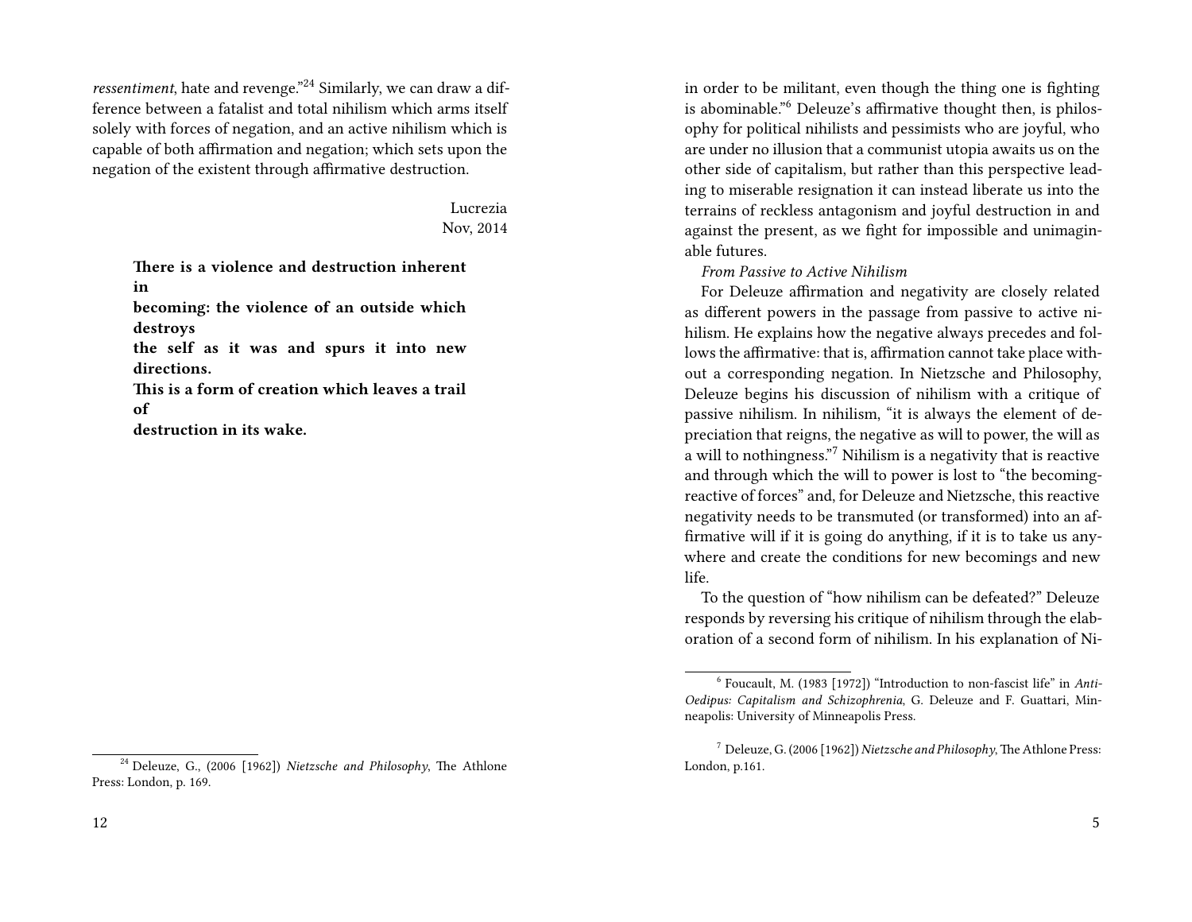*ressentiment*, hate and revenge."[24] Similarly, we can draw a difference between a fatalist and total nihilism which arms itself solely with forces of negation, and an active nihilism which is capable of both affirmation and negation; which sets upon the negation of the existent through affirmative destruction.

Lucrezia
Nov, 2014

**There is a violence and destruction inherent in becoming: the violence of an outside which destroys the self as it was and spurs it into new directions. This is a form of creation which leaves a trail of destruction in its wake.**

[24] Deleuze, G., (2006 [1962]) *Nietzsche and Philosophy*, The Athlone Press: London, p. 169.

in order to be militant, even though the thing one is fighting is abominable."[6] Deleuze's affirmative thought then, is philosophy for political nihilists and pessimists who are joyful, who are under no illusion that a communist utopia awaits us on the other side of capitalism, but rather than this perspective leading to miserable resignation it can instead liberate us into the terrains of reckless antagonism and joyful destruction in and against the present, as we fight for impossible and unimaginable futures.

*From Passive to Active Nihilism*

For Deleuze affirmation and negativity are closely related as different powers in the passage from passive to active nihilism. He explains how the negative always precedes and follows the affirmative: that is, affirmation cannot take place without a corresponding negation. In Nietzsche and Philosophy, Deleuze begins his discussion of nihilism with a critique of passive nihilism. In nihilism, "it is always the element of depreciation that reigns, the negative as will to power, the will as a will to nothingness."[7] Nihilism is a negativity that is reactive and through which the will to power is lost to "the becoming-reactive of forces" and, for Deleuze and Nietzsche, this reactive negativity needs to be transmuted (or transformed) into an affirmative will if it is going do anything, if it is to take us anywhere and create the conditions for new becomings and new life.

To the question of "how nihilism can be defeated?" Deleuze responds by reversing his critique of nihilism through the elaboration of a second form of nihilism. In his explanation of Ni-

[6] Foucault, M. (1983 [1972]) "Introduction to non-fascist life" in *Anti-Oedipus: Capitalism and Schizophrenia*, G. Deleuze and F. Guattari, Minneapolis: University of Minneapolis Press.

[7] Deleuze, G. (2006 [1962]) *Nietzsche and Philosophy*, The Athlone Press: London, p.161.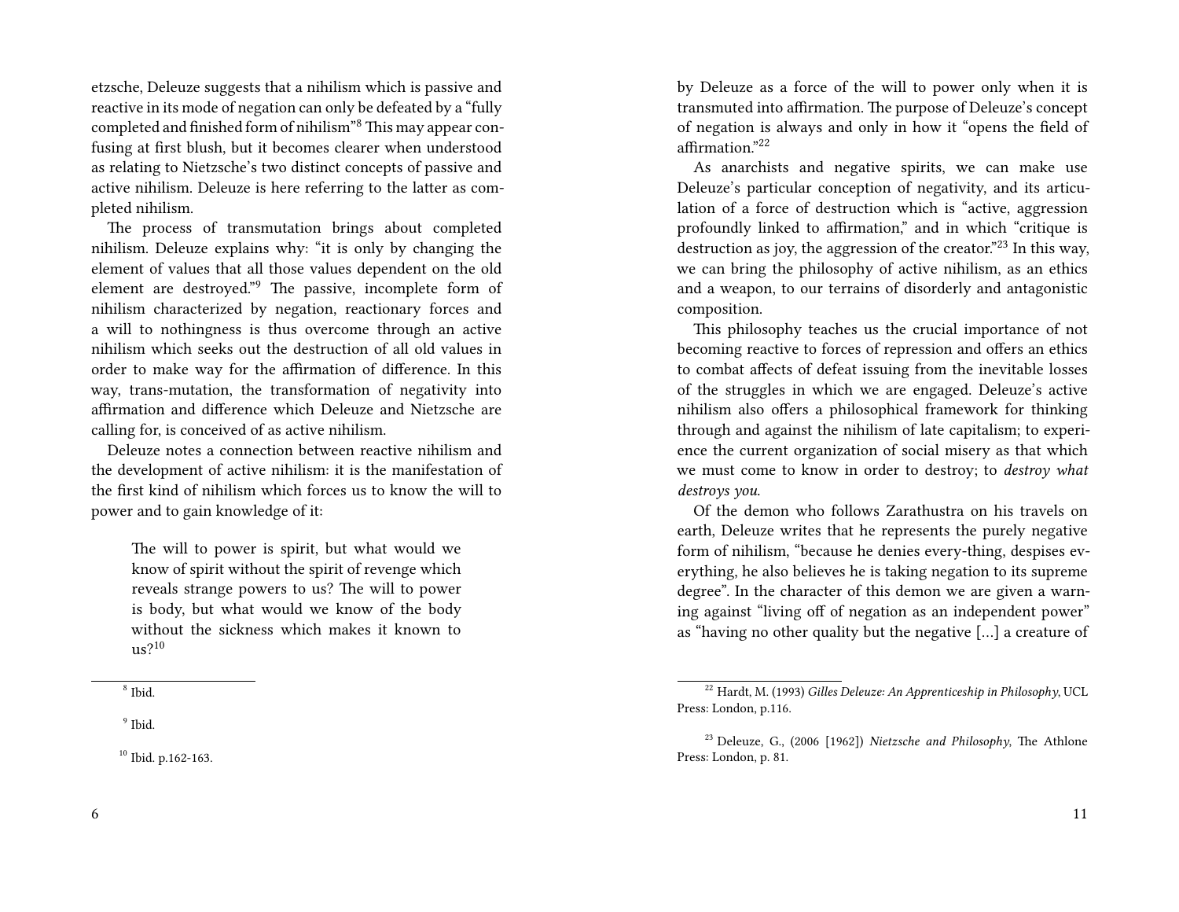etzsche, Deleuze suggests that a nihilism which is passive and reactive in its mode of negation can only be defeated by a "fully completed and finished form of nihilism"[8] This may appear confusing at first blush, but it becomes clearer when understood as relating to Nietzsche's two distinct concepts of passive and active nihilism. Deleuze is here referring to the latter as completed nihilism.

The process of transmutation brings about completed nihilism. Deleuze explains why: "it is only by changing the element of values that all those values dependent on the old element are destroyed."[9] The passive, incomplete form of nihilism characterized by negation, reactionary forces and a will to nothingness is thus overcome through an active nihilism which seeks out the destruction of all old values in order to make way for the affirmation of difference. In this way, trans-mutation, the transformation of negativity into affirmation and difference which Deleuze and Nietzsche are calling for, is conceived of as active nihilism.

Deleuze notes a connection between reactive nihilism and the development of active nihilism: it is the manifestation of the first kind of nihilism which forces us to know the will to power and to gain knowledge of it:

> The will to power is spirit, but what would we know of spirit without the spirit of revenge which reveals strange powers to us? The will to power is body, but what would we know of the body without the sickness which makes it known to us?[10]

[8] Ibid.

[9] Ibid.

[10] Ibid. p.162-163.

by Deleuze as a force of the will to power only when it is transmuted into affirmation. The purpose of Deleuze's concept of negation is always and only in how it "opens the field of affirmation."[22]

As anarchists and negative spirits, we can make use Deleuze's particular conception of negativity, and its articulation of a force of destruction which is "active, aggression profoundly linked to affirmation," and in which "critique is destruction as joy, the aggression of the creator."[23] In this way, we can bring the philosophy of active nihilism, as an ethics and a weapon, to our terrains of disorderly and antagonistic composition.

This philosophy teaches us the crucial importance of not becoming reactive to forces of repression and offers an ethics to combat affects of defeat issuing from the inevitable losses of the struggles in which we are engaged. Deleuze's active nihilism also offers a philosophical framework for thinking through and against the nihilism of late capitalism; to experience the current organization of social misery as that which we must come to know in order to destroy; to *destroy what destroys you*.

Of the demon who follows Zarathustra on his travels on earth, Deleuze writes that he represents the purely negative form of nihilism, "because he denies every-thing, despises everything, he also believes he is taking negation to its supreme degree". In the character of this demon we are given a warning against "living off of negation as an independent power" as "having no other quality but the negative […] a creature of

[22] Hardt, M. (1993) *Gilles Deleuze: An Apprenticeship in Philosophy*, UCL Press: London, p.116.

[23] Deleuze, G., (2006 [1962]) *Nietzsche and Philosophy*, The Athlone Press: London, p. 81.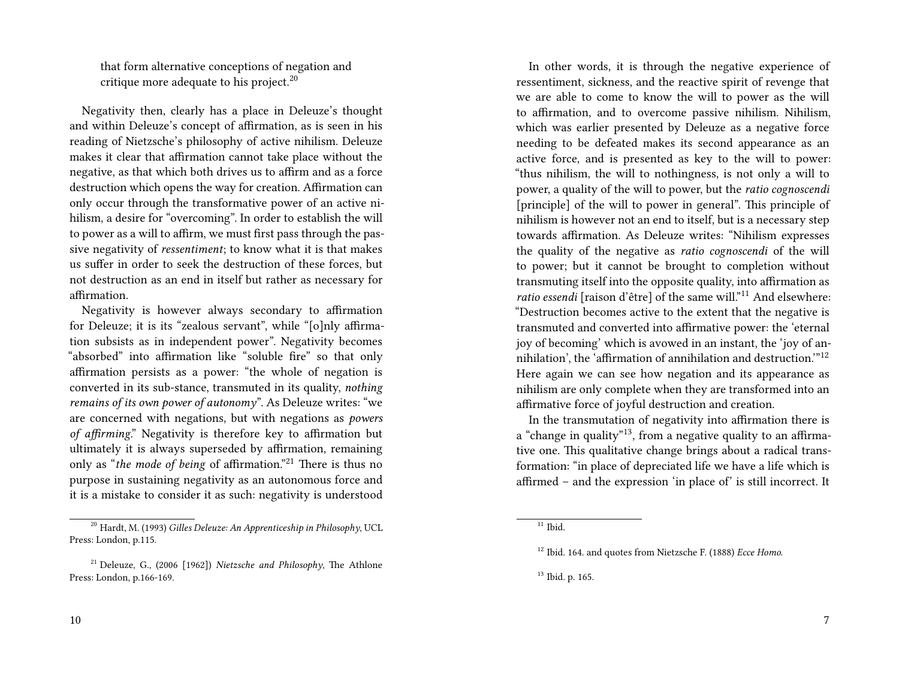> that form alternative conceptions of negation and critique more adequate to his project.[20]

Negativity then, clearly has a place in Deleuze's thought and within Deleuze's concept of affirmation, as is seen in his reading of Nietzsche's philosophy of active nihilism. Deleuze makes it clear that affirmation cannot take place without the negative, as that which both drives us to affirm and as a force destruction which opens the way for creation. Affirmation can only occur through the transformative power of an active nihilism, a desire for "overcoming". In order to establish the will to power as a will to affirm, we must first pass through the passive negativity of *ressentiment*; to know what it is that makes us suffer in order to seek the destruction of these forces, but not destruction as an end in itself but rather as necessary for affirmation.

Negativity is however always secondary to affirmation for Deleuze; it is its "zealous servant", while "[o]nly affirmation subsists as in independent power". Negativity becomes "absorbed" into affirmation like "soluble fire" so that only affirmation persists as a power: "the whole of negation is converted in its sub-stance, transmuted in its quality, *nothing remains of its own power of autonomy*". As Deleuze writes: "we are concerned with negations, but with negations as *powers of affirming*." Negativity is therefore key to affirmation but ultimately it is always superseded by affirmation, remaining only as "*the mode of being* of affirmation."[21] There is thus no purpose in sustaining negativity as an autonomous force and it is a mistake to consider it as such: negativity is understood

[20] Hardt, M. (1993) *Gilles Deleuze: An Apprenticeship in Philosophy*, UCL Press: London, p.115.

[21] Deleuze, G., (2006 [1962]) *Nietzsche and Philosophy*, The Athlone Press: London, p.166-169.

In other words, it is through the negative experience of ressentiment, sickness, and the reactive spirit of revenge that we are able to come to know the will to power as the will to affirmation, and to overcome passive nihilism. Nihilism, which was earlier presented by Deleuze as a negative force needing to be defeated makes its second appearance as an active force, and is presented as key to the will to power: "thus nihilism, the will to nothingness, is not only a will to power, a quality of the will to power, but the *ratio cognoscendi* [principle] of the will to power in general". This principle of nihilism is however not an end to itself, but is a necessary step towards affirmation. As Deleuze writes: "Nihilism expresses the quality of the negative as *ratio cognoscendi* of the will to power; but it cannot be brought to completion without transmuting itself into the opposite quality, into affirmation as *ratio essendi* [raison d'être] of the same will."[11] And elsewhere: "Destruction becomes active to the extent that the negative is transmuted and converted into affirmative power: the 'eternal joy of becoming' which is avowed in an instant, the 'joy of annihilation', the 'affirmation of annihilation and destruction.'"[12] Here again we can see how negation and its appearance as nihilism are only complete when they are transformed into an affirmative force of joyful destruction and creation.

In the transmutation of negativity into affirmation there is a "change in quality"[13], from a negative quality to an affirmative one. This qualitative change brings about a radical transformation: "in place of depreciated life we have a life which is affirmed – and the expression 'in place of' is still incorrect. It

[11] Ibid.

[12] Ibid. 164. and quotes from Nietzsche F. (1888) *Ecce Homo*.

[13] Ibid. p. 165.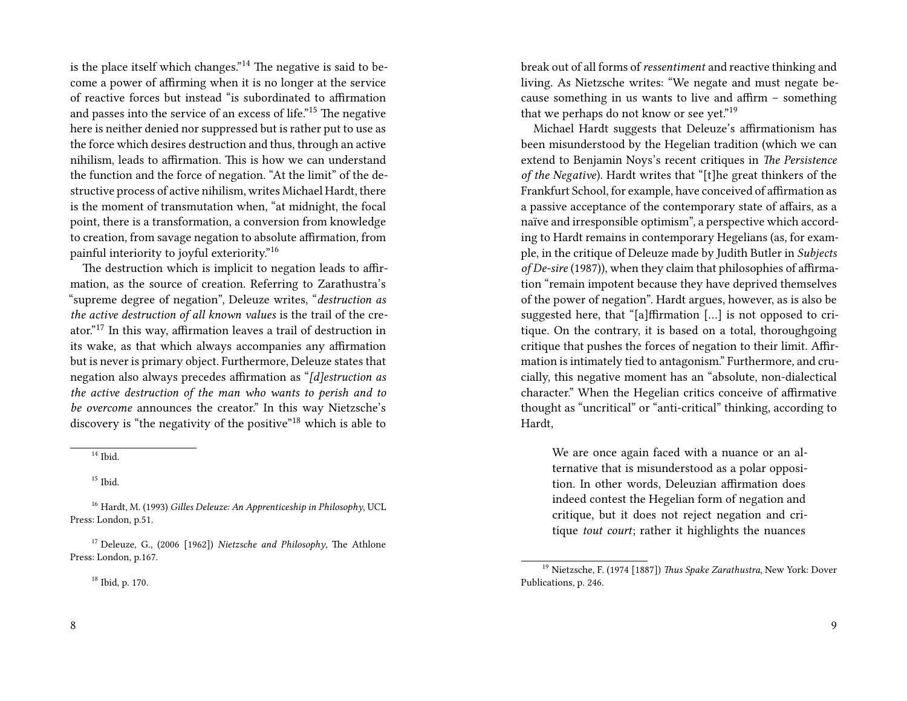is the place itself which changes."[14] The negative is said to become a power of affirming when it is no longer at the service of reactive forces but instead "is subordinated to affirmation and passes into the service of an excess of life."[15] The negative here is neither denied nor suppressed but is rather put to use as the force which desires destruction and thus, through an active nihilism, leads to affirmation. This is how we can understand the function and the force of negation. "At the limit" of the destructive process of active nihilism, writes Michael Hardt, there is the moment of transmutation when, "at midnight, the focal point, there is a transformation, a conversion from knowledge to creation, from savage negation to absolute affirmation, from painful interiority to joyful exteriority."[16]

The destruction which is implicit to negation leads to affirmation, as the source of creation. Referring to Zarathustra's "supreme degree of negation", Deleuze writes, "*destruction as the active destruction of all known values* is the trail of the creator."[17] In this way, affirmation leaves a trail of destruction in its wake, as that which always accompanies any affirmation but is never is primary object. Furthermore, Deleuze states that negation also always precedes affirmation as "*[d]estruction as the active destruction of the man who wants to perish and to be overcome* announces the creator." In this way Nietzsche's discovery is "the negativity of the positive"[18] which is able to break out of all forms of *ressentiment* and reactive thinking and living. As Nietzsche writes: "We negate and must negate because something in us wants to live and affirm – something that we perhaps do not know or see yet."[19]

Michael Hardt suggests that Deleuze's affirmationism has been misunderstood by the Hegelian tradition (which we can extend to Benjamin Noys's recent critiques in *The Persistence of the Negative*). Hardt writes that "[t]he great thinkers of the Frankfurt School, for example, have conceived of affirmation as a passive acceptance of the contemporary state of affairs, as a naïve and irresponsible optimism", a perspective which according to Hardt remains in contemporary Hegelians (as, for example, in the critique of Deleuze made by Judith Butler in *Subjects of De-sire* (1987)), when they claim that philosophies of affirmation "remain impotent because they have deprived themselves of the power of negation". Hardt argues, however, as is also be suggested here, that "[a]ffirmation [...] is not opposed to critique. On the contrary, it is based on a total, thoroughgoing critique that pushes the forces of negation to their limit. Affirmation is intimately tied to antagonism." Furthermore, and crucially, this negative moment has an "absolute, non-dialectical character." When the Hegelian critics conceive of affirmative thought as "uncritical" or "anti-critical" thinking, according to Hardt,

> We are once again faced with a nuance or an alternative that is misunderstood as a polar opposition. In other words, Deleuzian affirmation does indeed contest the Hegelian form of negation and critique, but it does not reject negation and critique *tout court*; rather it highlights the nuances

---

[14] Ibid.

[15] Ibid.

[16] Hardt, M. (1993) *Gilles Deleuze: An Apprenticeship in Philosophy*, UCL Press: London, p.51.

[17] Deleuze, G., (2006 [1962]) *Nietzsche and Philosophy*, The Athlone Press: London, p.167.

[18] Ibid, p. 170.

[19] Nietzsche, F. (1974 [1887]) *Thus Spake Zarathustra*, New York: Dover Publications, p. 246.